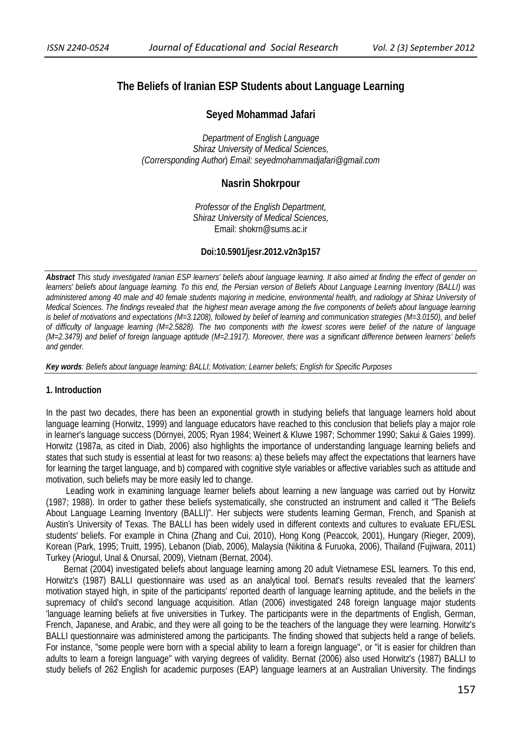# The Beliefs of Iranian ESP Students about Language Learning

## Seyed Mohammad Jafari

*Department of English Language*
*Shiraz University of Medical Sciences,*
*(Corrersponding Author) Email: seyedmohammadjafari@gmail.com*

## Nasrin Shokrpour

*Professor of the English Department,*
*Shiraz University of Medical Sciences,*
Email: shokrn@sums.ac.ir

**Doi:10.5901/jesr.2012.v2n3p157**

***Abstract*** *This study investigated Iranian ESP learners' beliefs about language learning. It also aimed at finding the effect of gender on learners' beliefs about language learning. To this end, the Persian version of Beliefs About Language Learning Inventory (BALLI) was administered among 40 male and 40 female students majoring in medicine, environmental health, and radiology at Shiraz University of Medical Sciences. The findings revealed that the highest mean average among the five components of beliefs about language learning is belief of motivations and expectations (M=3.1208), followed by belief of learning and communication strategies (M=3.0150), and belief of difficulty of language learning (M=2.5828). The two components with the lowest scores were belief of the nature of language (M=2.3479) and belief of foreign language aptitude (M=2.1917). Moreover, there was a significant difference between learners' beliefs and gender.*

***Key words****: Beliefs about language learning; BALLI; Motivation; Learner beliefs; English for Specific Purposes*

### 1. Introduction

In the past two decades, there has been an exponential growth in studying beliefs that language learners hold about language learning (Horwitz, 1999) and language educators have reached to this conclusion that beliefs play a major role in learner's language success (Dörnyei, 2005; Ryan 1984; Weinert & Kluwe 1987; Schommer 1990; Sakui & Gaies 1999). Horwitz (1987a, as cited in Diab, 2006) also highlights the importance of understanding language learning beliefs and states that such study is essential at least for two reasons: a) these beliefs may affect the expectations that learners have for learning the target language, and b) compared with cognitive style variables or affective variables such as attitude and motivation, such beliefs may be more easily led to change.

Leading work in examining language learner beliefs about learning a new language was carried out by Horwitz (1987; 1988). In order to gather these beliefs systematically, she constructed an instrument and called it "The Beliefs About Language Learning Inventory (BALLI)". Her subjects were students learning German, French, and Spanish at Austin's University of Texas. The BALLI has been widely used in different contexts and cultures to evaluate EFL/ESL students' beliefs. For example in China (Zhang and Cui, 2010), Hong Kong (Peaccok, 2001), Hungary (Rieger, 2009), Korean (Park, 1995; Truitt, 1995), Lebanon (Diab, 2006), Malaysia (Nikitina & Furuoka, 2006), Thailand (Fujiwara, 2011) Turkey (Ariogul, Unal & Onursal, 2009), Vietnam (Bernat, 2004).

Bernat (2004) investigated beliefs about language learning among 20 adult Vietnamese ESL learners. To this end, Horwitz's (1987) BALLI questionnaire was used as an analytical tool. Bernat's results revealed that the learners' motivation stayed high, in spite of the participants' reported dearth of language learning aptitude, and the beliefs in the supremacy of child's second language acquisition. Atlan (2006) investigated 248 foreign language major students 'language learning beliefs at five universities in Turkey. The participants were in the departments of English, German, French, Japanese, and Arabic, and they were all going to be the teachers of the language they were learning. Horwitz's BALLI questionnaire was administered among the participants. The finding showed that subjects held a range of beliefs. For instance, "some people were born with a special ability to learn a foreign language", or "it is easier for children than adults to learn a foreign language" with varying degrees of validity. Bernat (2006) also used Horwitz's (1987) BALLI to study beliefs of 262 English for academic purposes (EAP) language learners at an Australian University. The findings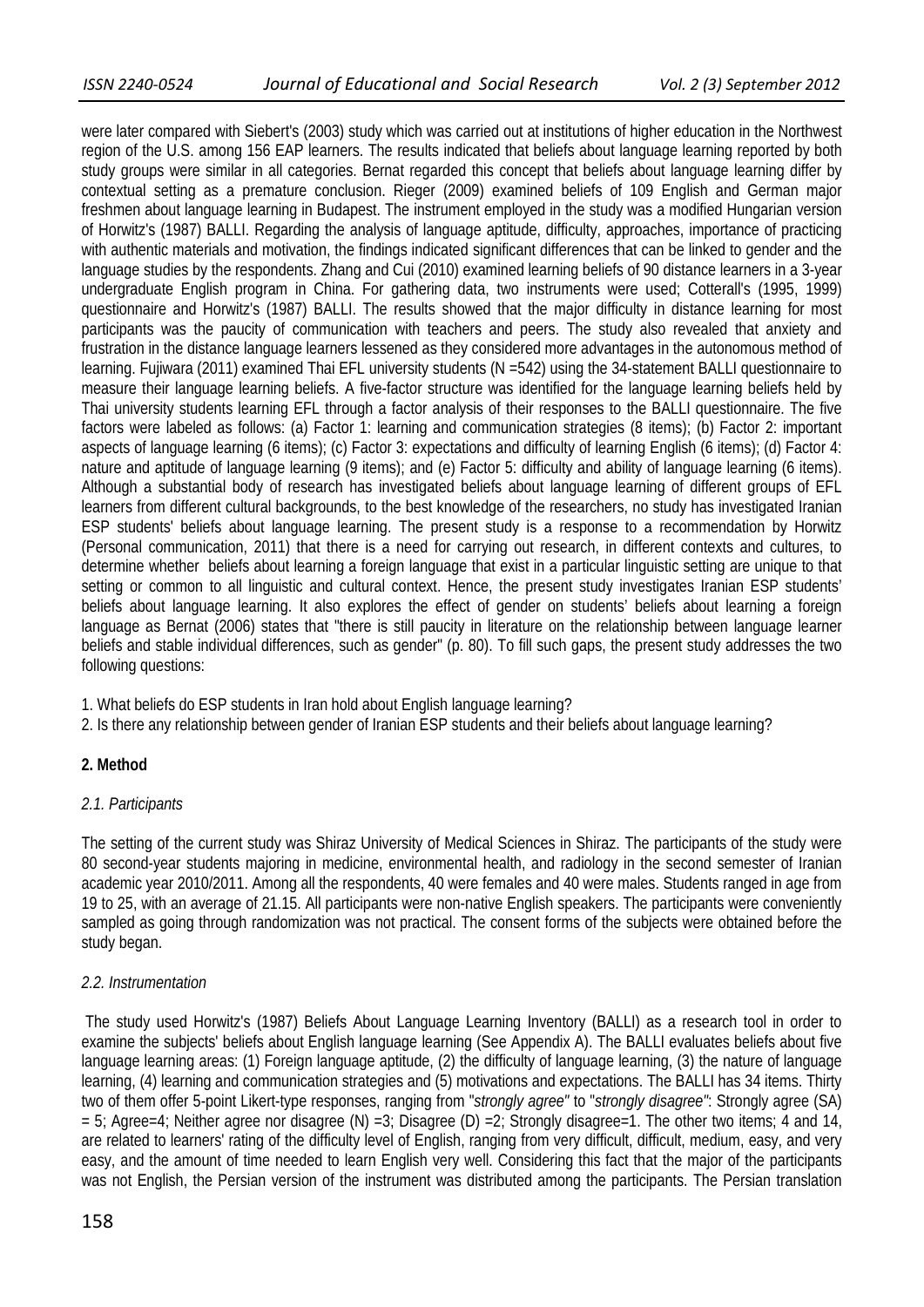were later compared with Siebert's (2003) study which was carried out at institutions of higher education in the Northwest region of the U.S. among 156 EAP learners. The results indicated that beliefs about language learning reported by both study groups were similar in all categories. Bernat regarded this concept that beliefs about language learning differ by contextual setting as a premature conclusion. Rieger (2009) examined beliefs of 109 English and German major freshmen about language learning in Budapest. The instrument employed in the study was a modified Hungarian version of Horwitz's (1987) BALLI. Regarding the analysis of language aptitude, difficulty, approaches, importance of practicing with authentic materials and motivation, the findings indicated significant differences that can be linked to gender and the language studies by the respondents. Zhang and Cui (2010) examined learning beliefs of 90 distance learners in a 3-year undergraduate English program in China. For gathering data, two instruments were used; Cotterall's (1995, 1999) questionnaire and Horwitz's (1987) BALLI. The results showed that the major difficulty in distance learning for most participants was the paucity of communication with teachers and peers. The study also revealed that anxiety and frustration in the distance language learners lessened as they considered more advantages in the autonomous method of learning. Fujiwara (2011) examined Thai EFL university students (N =542) using the 34-statement BALLI questionnaire to measure their language learning beliefs. A five-factor structure was identified for the language learning beliefs held by Thai university students learning EFL through a factor analysis of their responses to the BALLI questionnaire. The five factors were labeled as follows: (a) Factor 1: learning and communication strategies (8 items); (b) Factor 2: important aspects of language learning (6 items); (c) Factor 3: expectations and difficulty of learning English (6 items); (d) Factor 4: nature and aptitude of language learning (9 items); and (e) Factor 5: difficulty and ability of language learning (6 items). Although a substantial body of research has investigated beliefs about language learning of different groups of EFL learners from different cultural backgrounds, to the best knowledge of the researchers, no study has investigated Iranian ESP students' beliefs about language learning. The present study is a response to a recommendation by Horwitz (Personal communication, 2011) that there is a need for carrying out research, in different contexts and cultures, to determine whether beliefs about learning a foreign language that exist in a particular linguistic setting are unique to that setting or common to all linguistic and cultural context. Hence, the present study investigates Iranian ESP students' beliefs about language learning. It also explores the effect of gender on students' beliefs about learning a foreign language as Bernat (2006) states that "there is still paucity in literature on the relationship between language learner beliefs and stable individual differences, such as gender" (p. 80). To fill such gaps, the present study addresses the two following questions:

1. What beliefs do ESP students in Iran hold about English language learning?
2. Is there any relationship between gender of Iranian ESP students and their beliefs about language learning?

## 2. Method

### *2.1. Participants*

The setting of the current study was Shiraz University of Medical Sciences in Shiraz. The participants of the study were 80 second-year students majoring in medicine, environmental health, and radiology in the second semester of Iranian academic year 2010/2011. Among all the respondents, 40 were females and 40 were males. Students ranged in age from 19 to 25, with an average of 21.15. All participants were non-native English speakers. The participants were conveniently sampled as going through randomization was not practical. The consent forms of the subjects were obtained before the study began.

### *2.2. Instrumentation*

The study used Horwitz's (1987) Beliefs About Language Learning Inventory (BALLI) as a research tool in order to examine the subjects' beliefs about English language learning (See Appendix A). The BALLI evaluates beliefs about five language learning areas: (1) Foreign language aptitude, (2) the difficulty of language learning, (3) the nature of language learning, (4) learning and communication strategies and (5) motivations and expectations. The BALLI has 34 items. Thirty two of them offer 5-point Likert-type responses, ranging from "*strongly agree*" to "*strongly disagree*": Strongly agree (SA) = 5; Agree=4; Neither agree nor disagree (N) =3; Disagree (D) =2; Strongly disagree=1. The other two items; 4 and 14, are related to learners' rating of the difficulty level of English, ranging from very difficult, difficult, medium, easy, and very easy, and the amount of time needed to learn English very well. Considering this fact that the major of the participants was not English, the Persian version of the instrument was distributed among the participants. The Persian translation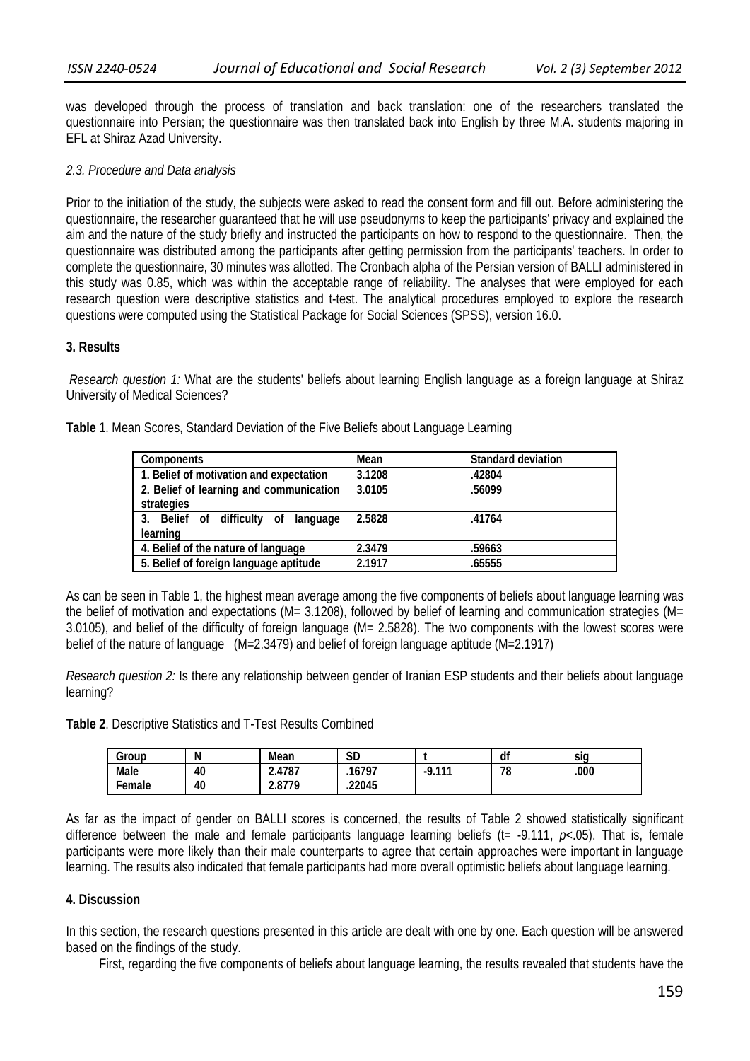was developed through the process of translation and back translation: one of the researchers translated the questionnaire into Persian; the questionnaire was then translated back into English by three M.A. students majoring in EFL at Shiraz Azad University.

### *2.3. Procedure and Data analysis*

Prior to the initiation of the study, the subjects were asked to read the consent form and fill out. Before administering the questionnaire, the researcher guaranteed that he will use pseudonyms to keep the participants' privacy and explained the aim and the nature of the study briefly and instructed the participants on how to respond to the questionnaire. Then, the questionnaire was distributed among the participants after getting permission from the participants' teachers. In order to complete the questionnaire, 30 minutes was allotted. The Cronbach alpha of the Persian version of BALLI administered in this study was 0.85, which was within the acceptable range of reliability. The analyses that were employed for each research question were descriptive statistics and t-test. The analytical procedures employed to explore the research questions were computed using the Statistical Package for Social Sciences (SPSS), version 16.0.

## 3. Results

*Research question 1:* What are the students' beliefs about learning English language as a foreign language at Shiraz University of Medical Sciences?

**Table 1**. Mean Scores, Standard Deviation of the Five Beliefs about Language Learning

| Components | Mean | Standard deviation |
|---|---|---|
| 1. Belief of motivation and expectation | 3.1208 | .42804 |
| 2. Belief of learning and communication strategies | 3.0105 | .56099 |
| 3. Belief of difficulty of language learning | 2.5828 | .41764 |
| 4. Belief of the nature of language | 2.3479 | .59663 |
| 5. Belief of foreign language aptitude | 2.1917 | .65555 |

As can be seen in Table 1, the highest mean average among the five components of beliefs about language learning was the belief of motivation and expectations (M= 3.1208), followed by belief of learning and communication strategies (M= 3.0105), and belief of the difficulty of foreign language (M= 2.5828). The two components with the lowest scores were belief of the nature of language (M=2.3479) and belief of foreign language aptitude (M=2.1917)

*Research question 2:* Is there any relationship between gender of Iranian ESP students and their beliefs about language learning?

**Table 2**. Descriptive Statistics and T-Test Results Combined

| Group | N | Mean | SD | t | df | sig |
|---|---|---|---|---|---|---|
| Male | 40 | 2.4787 | .16797 | -9.111 | 78 | .000 |
| Female | 40 | 2.8779 | .22045 | | | |

As far as the impact of gender on BALLI scores is concerned, the results of Table 2 showed statistically significant difference between the male and female participants language learning beliefs (t= -9.111, $p<.05$). That is, female participants were more likely than their male counterparts to agree that certain approaches were important in language learning. The results also indicated that female participants had more overall optimistic beliefs about language learning.

## 4. Discussion

In this section, the research questions presented in this article are dealt with one by one. Each question will be answered based on the findings of the study.

First, regarding the five components of beliefs about language learning, the results revealed that students have the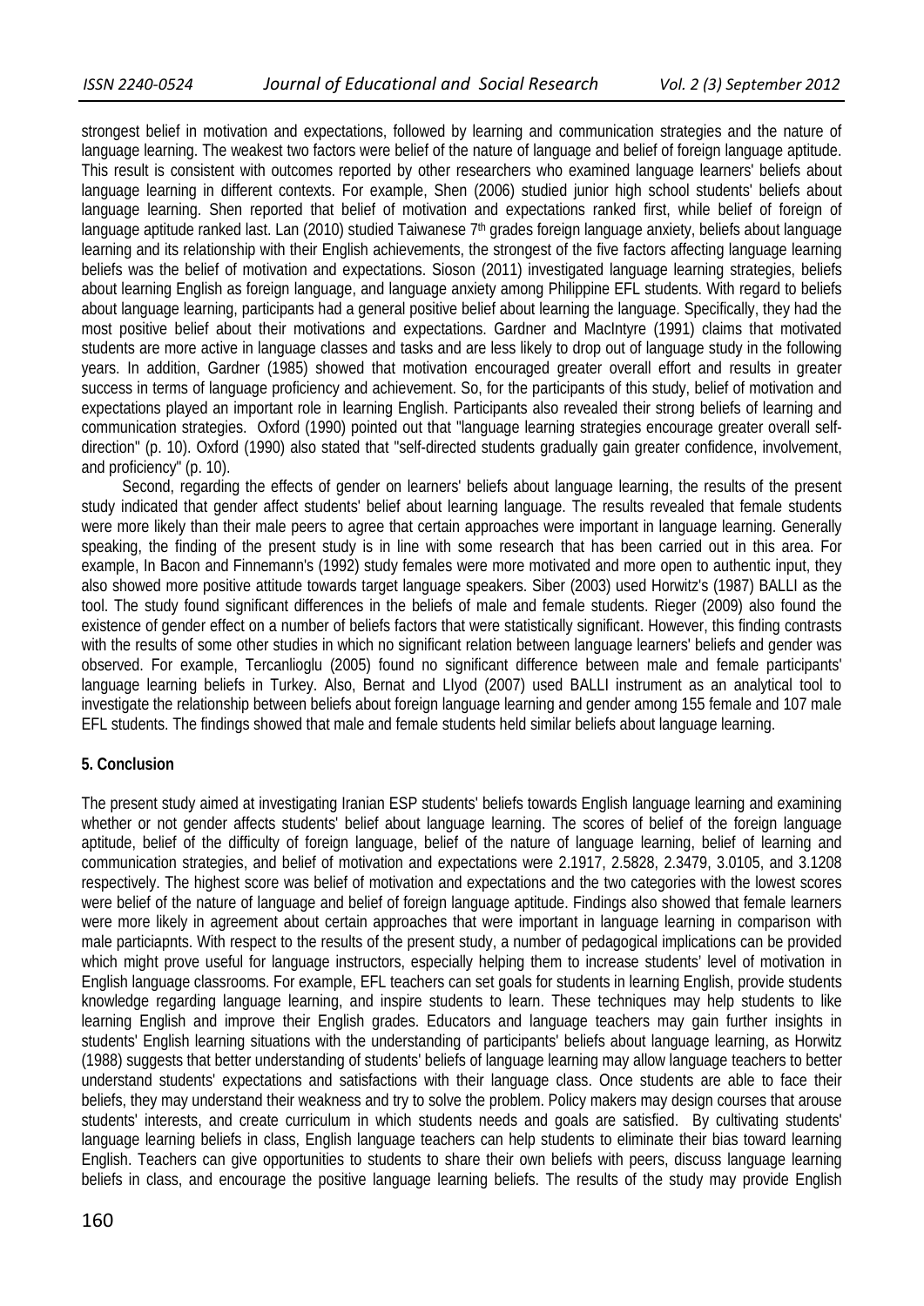strongest belief in motivation and expectations, followed by learning and communication strategies and the nature of language learning. The weakest two factors were belief of the nature of language and belief of foreign language aptitude. This result is consistent with outcomes reported by other researchers who examined language learners' beliefs about language learning in different contexts. For example, Shen (2006) studied junior high school students' beliefs about language learning. Shen reported that belief of motivation and expectations ranked first, while belief of foreign of language aptitude ranked last. Lan (2010) studied Taiwanese 7th grades foreign language anxiety, beliefs about language learning and its relationship with their English achievements, the strongest of the five factors affecting language learning beliefs was the belief of motivation and expectations. Sioson (2011) investigated language learning strategies, beliefs about learning English as foreign language, and language anxiety among Philippine EFL students. With regard to beliefs about language learning, participants had a general positive belief about learning the language. Specifically, they had the most positive belief about their motivations and expectations. Gardner and MacIntyre (1991) claims that motivated students are more active in language classes and tasks and are less likely to drop out of language study in the following years. In addition, Gardner (1985) showed that motivation encouraged greater overall effort and results in greater success in terms of language proficiency and achievement. So, for the participants of this study, belief of motivation and expectations played an important role in learning English. Participants also revealed their strong beliefs of learning and communication strategies. Oxford (1990) pointed out that "language learning strategies encourage greater overall self-direction" (p. 10). Oxford (1990) also stated that "self-directed students gradually gain greater confidence, involvement, and proficiency" (p. 10).

Second, regarding the effects of gender on learners' beliefs about language learning, the results of the present study indicated that gender affect students' belief about learning language. The results revealed that female students were more likely than their male peers to agree that certain approaches were important in language learning. Generally speaking, the finding of the present study is in line with some research that has been carried out in this area. For example, In Bacon and Finnemann's (1992) study females were more motivated and more open to authentic input, they also showed more positive attitude towards target language speakers. Siber (2003) used Horwitz's (1987) BALLI as the tool. The study found significant differences in the beliefs of male and female students. Rieger (2009) also found the existence of gender effect on a number of beliefs factors that were statistically significant. However, this finding contrasts with the results of some other studies in which no significant relation between language learners' beliefs and gender was observed. For example, Tercanlioglu (2005) found no significant difference between male and female participants' language learning beliefs in Turkey. Also, Bernat and LIyod (2007) used BALLI instrument as an analytical tool to investigate the relationship between beliefs about foreign language learning and gender among 155 female and 107 male EFL students. The findings showed that male and female students held similar beliefs about language learning.

## 5. Conclusion

The present study aimed at investigating Iranian ESP students' beliefs towards English language learning and examining whether or not gender affects students' belief about language learning. The scores of belief of the foreign language aptitude, belief of the difficulty of foreign language, belief of the nature of language learning, belief of learning and communication strategies, and belief of motivation and expectations were 2.1917, 2.5828, 2.3479, 3.0105, and 3.1208 respectively. The highest score was belief of motivation and expectations and the two categories with the lowest scores were belief of the nature of language and belief of foreign language aptitude. Findings also showed that female learners were more likely in agreement about certain approaches that were important in language learning in comparison with male particiapnts. With respect to the results of the present study, a number of pedagogical implications can be provided which might prove useful for language instructors, especially helping them to increase students' level of motivation in English language classrooms. For example, EFL teachers can set goals for students in learning English, provide students knowledge regarding language learning, and inspire students to learn. These techniques may help students to like learning English and improve their English grades. Educators and language teachers may gain further insights in students' English learning situations with the understanding of participants' beliefs about language learning, as Horwitz (1988) suggests that better understanding of students' beliefs of language learning may allow language teachers to better understand students' expectations and satisfactions with their language class. Once students are able to face their beliefs, they may understand their weakness and try to solve the problem. Policy makers may design courses that arouse students' interests, and create curriculum in which students needs and goals are satisfied. By cultivating students' language learning beliefs in class, English language teachers can help students to eliminate their bias toward learning English. Teachers can give opportunities to students to share their own beliefs with peers, discuss language learning beliefs in class, and encourage the positive language learning beliefs. The results of the study may provide English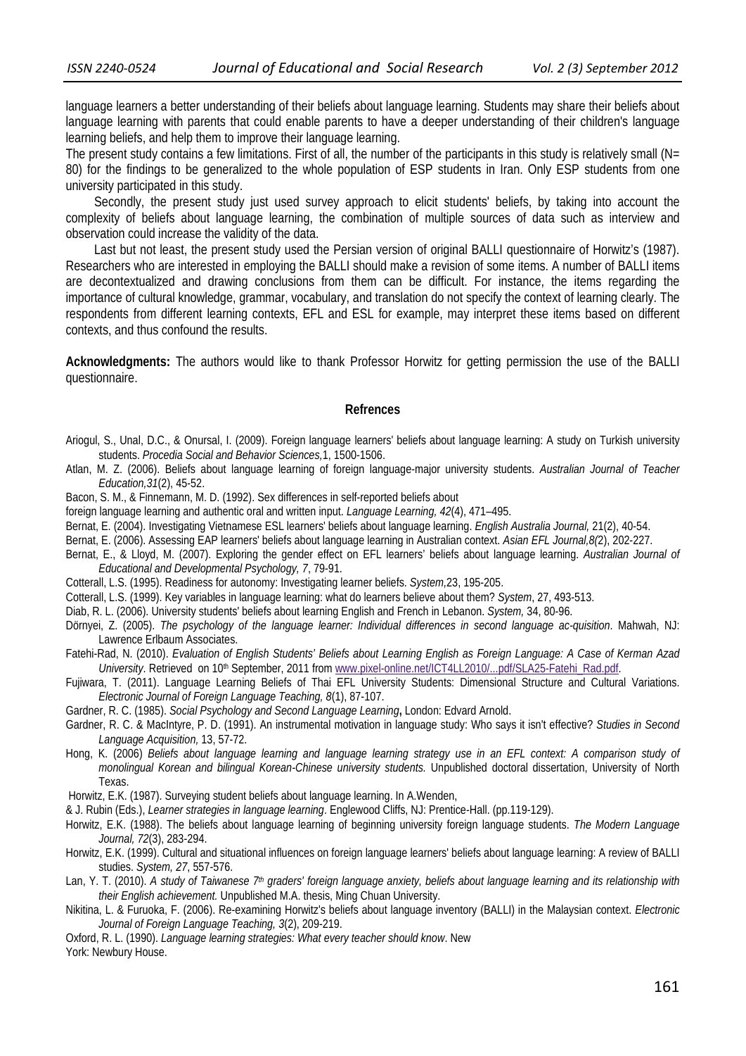language learners a better understanding of their beliefs about language learning. Students may share their beliefs about language learning with parents that could enable parents to have a deeper understanding of their children's language learning beliefs, and help them to improve their language learning.

The present study contains a few limitations. First of all, the number of the participants in this study is relatively small (N= 80) for the findings to be generalized to the whole population of ESP students in Iran. Only ESP students from one university participated in this study.

Secondly, the present study just used survey approach to elicit students' beliefs, by taking into account the complexity of beliefs about language learning, the combination of multiple sources of data such as interview and observation could increase the validity of the data.

Last but not least, the present study used the Persian version of original BALLI questionnaire of Horwitz's (1987). Researchers who are interested in employing the BALLI should make a revision of some items. A number of BALLI items are decontextualized and drawing conclusions from them can be difficult. For instance, the items regarding the importance of cultural knowledge, grammar, vocabulary, and translation do not specify the context of learning clearly. The respondents from different learning contexts, EFL and ESL for example, may interpret these items based on different contexts, and thus confound the results.

**Acknowledgments:** The authors would like to thank Professor Horwitz for getting permission the use of the BALLI questionnaire.

### Refrences

Ariogul, S., Unal, D.C., & Onursal, I. (2009). Foreign language learners' beliefs about language learning: A study on Turkish university students. *Procedia Social and Behavior Sciences,*1, 1500-1506.

Atlan, M. Z. (2006). Beliefs about language learning of foreign language-major university students. *Australian Journal of Teacher Education,31*(2), 45-52.

Bacon, S. M., & Finnemann, M. D. (1992). Sex differences in self-reported beliefs about foreign language learning and authentic oral and written input. *Language Learning, 42*(4), 471–495.

Bernat, E. (2004). Investigating Vietnamese ESL learners' beliefs about language learning. *English Australia Journal,* 21(2), 40-54.

Bernat, E. (2006). Assessing EAP learners' beliefs about language learning in Australian context. *Asian EFL Journal,8(*2), 202-227.

Bernat, E., & Lloyd, M. (2007). Exploring the gender effect on EFL learners' beliefs about language learning. *Australian Journal of Educational and Developmental Psychology, 7*, 79-91.

Cotterall, L.S. (1995). Readiness for autonomy: Investigating learner beliefs. *System,*23, 195-205.

Cotterall, L.S. (1999). Key variables in language learning: what do learners believe about them? *System*, 27, 493-513.

Diab, R. L. (2006). University students' beliefs about learning English and French in Lebanon. *System,* 34, 80-96.

Dörnyei, Z. (2005). *The psychology of the language learner: Individual differences in second language ac-quisition*. Mahwah, NJ: Lawrence Erlbaum Associates.

Fatehi-Rad, N. (2010). *Evaluation of English Students' Beliefs about Learning English as Foreign Language: A Case of Kerman Azad University*. Retrieved on 10th September, 2011 from www.pixel-online.net/ICT4LL2010/...pdf/SLA25-Fatehi_Rad.pdf.

Fujiwara, T. (2011). Language Learning Beliefs of Thai EFL University Students: Dimensional Structure and Cultural Variations. *Electronic Journal of Foreign Language Teaching, 8*(1), 87-107.

Gardner, R. C. (1985). *Social Psychology and Second Language Learning***,** London: Edvard Arnold.

Gardner, R. C. & MacIntyre, P. D. (1991). An instrumental motivation in language study: Who says it isn't effective? *Studies in Second Language Acquisition,* 13, 57-72.

Hong, K. (2006) *Beliefs about language learning and language learning strategy use in an EFL context: A comparison study of monolingual Korean and bilingual Korean-Chinese university students.* Unpublished doctoral dissertation, University of North Texas.

Horwitz, E.K. (1987). Surveying student beliefs about language learning. In A.Wenden, & J. Rubin (Eds.), *Learner strategies in language learning*. Englewood Cliffs, NJ: Prentice-Hall. (pp.119-129).

Horwitz, E.K. (1988). The beliefs about language learning of beginning university foreign language students. *The Modern Language Journal, 72*(3), 283-294.

Horwitz, E.K. (1999). Cultural and situational influences on foreign language learners' beliefs about language learning: A review of BALLI studies. *System, 27*, 557-576.

Lan, Y. T. (2010). *A study of Taiwanese 7th graders' foreign language anxiety, beliefs about language learning and its relationship with their English achievement.* Unpublished M.A. thesis, Ming Chuan University.

Nikitina, L. & Furuoka, F. (2006). Re-examining Horwitz's beliefs about language inventory (BALLI) in the Malaysian context. *Electronic Journal of Foreign Language Teaching, 3*(2), 209-219.

Oxford, R. L. (1990). *Language learning strategies: What every teacher should know*. New York: Newbury House.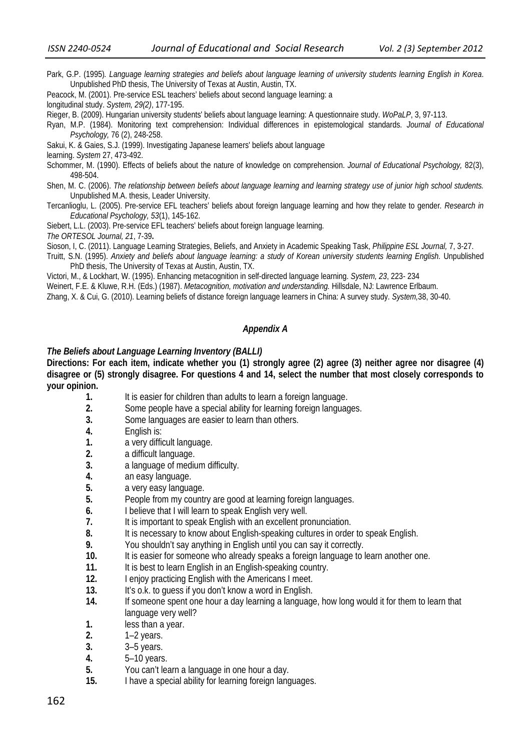Park, G.P. (1995). *Language learning strategies and beliefs about language learning of university students learning English in Korea*. Unpublished PhD thesis, The University of Texas at Austin, Austin, TX.

Peacock, M. (2001). Pre-service ESL teachers' beliefs about second language learning: a longitudinal study. *System, 29(2)*, 177-195.

Rieger, B. (2009). Hungarian university students' beliefs about language learning: A questionnaire study. *WoPaLP*, 3, 97-113.

Ryan, M.P. (1984). Monitoring text comprehension: Individual differences in epistemological standards. *Journal of Educational Psychology,* 76 (2), 248-258.

Sakui, K. & Gaies, S.J. (1999). Investigating Japanese learners' beliefs about language learning. *System* 27, 473-492.

Schommer, M. (1990). Effects of beliefs about the nature of knowledge on comprehension. *Journal of Educational Psychology,* 82(3), 498-504.

Shen, M. C. (2006). *The relationship between beliefs about language learning and learning strategy use of junior high school students.* Unpublished M.A. thesis, Leader University.

Tercanlioglu, L. (2005). Pre-service EFL teachers' beliefs about foreign language learning and how they relate to gender. *Research in Educational Psychology, 53*(1), 145-162.

Siebert, L.L. (2003). Pre-service EFL teachers' beliefs about foreign language learning. *The ORTESOL Journal, 21*, 7-39**.**

Sioson, I, C. (2011). Language Learning Strategies, Beliefs, and Anxiety in Academic Speaking Task, *Philippine ESL Journal,* 7, 3-27.

Truitt, S.N. (1995). *Anxiety and beliefs about language learning: a study of Korean university students learning English.* Unpublished PhD thesis, The University of Texas at Austin, Austin, TX.

Victori, M., & Lockhart, W. (1995). Enhancing metacognition in self-directed language learning. *System, 23*, 223- 234

Weinert, F.E. & Kluwe, R.H. (Eds.) (1987). *Metacognition, motivation and understanding.* Hillsdale, NJ: Lawrence Erlbaum.

Zhang, X. & Cui, G. (2010). Learning beliefs of distance foreign language learners in China: A survey study. *System,*38, 30-40.

## *Appendix A*

### *The Beliefs about Language Learning Inventory (BALLI)*

**Directions: For each item, indicate whether you (1) strongly agree (2) agree (3) neither agree nor disagree (4) disagree or (5) strongly disagree. For questions 4 and 14, select the number that most closely corresponds to your opinion.**

**1.** It is easier for children than adults to learn a foreign language.
**2.** Some people have a special ability for learning foreign languages.
**3.** Some languages are easier to learn than others.
**4.** English is:
  **1.** a very difficult language.
  **2.** a difficult language.
  **3.** a language of medium difficulty.
  **4.** an easy language.
  **5.** a very easy language.
**5.** People from my country are good at learning foreign languages.
**6.** I believe that I will learn to speak English very well.
**7.** It is important to speak English with an excellent pronunciation.
**8.** It is necessary to know about English-speaking cultures in order to speak English.
**9.** You shouldn't say anything in English until you can say it correctly.
**10.** It is easier for someone who already speaks a foreign language to learn another one.
**11.** It is best to learn English in an English-speaking country.
**12.** I enjoy practicing English with the Americans I meet.
**13.** It's o.k. to guess if you don't know a word in English.
**14.** If someone spent one hour a day learning a language, how long would it for them to learn that language very well?
  **1.** less than a year.
  **2.** 1–2 years.
  **3.** 3–5 years.
  **4.** 5–10 years.
  **5.** You can't learn a language in one hour a day.
**15.** I have a special ability for learning foreign languages.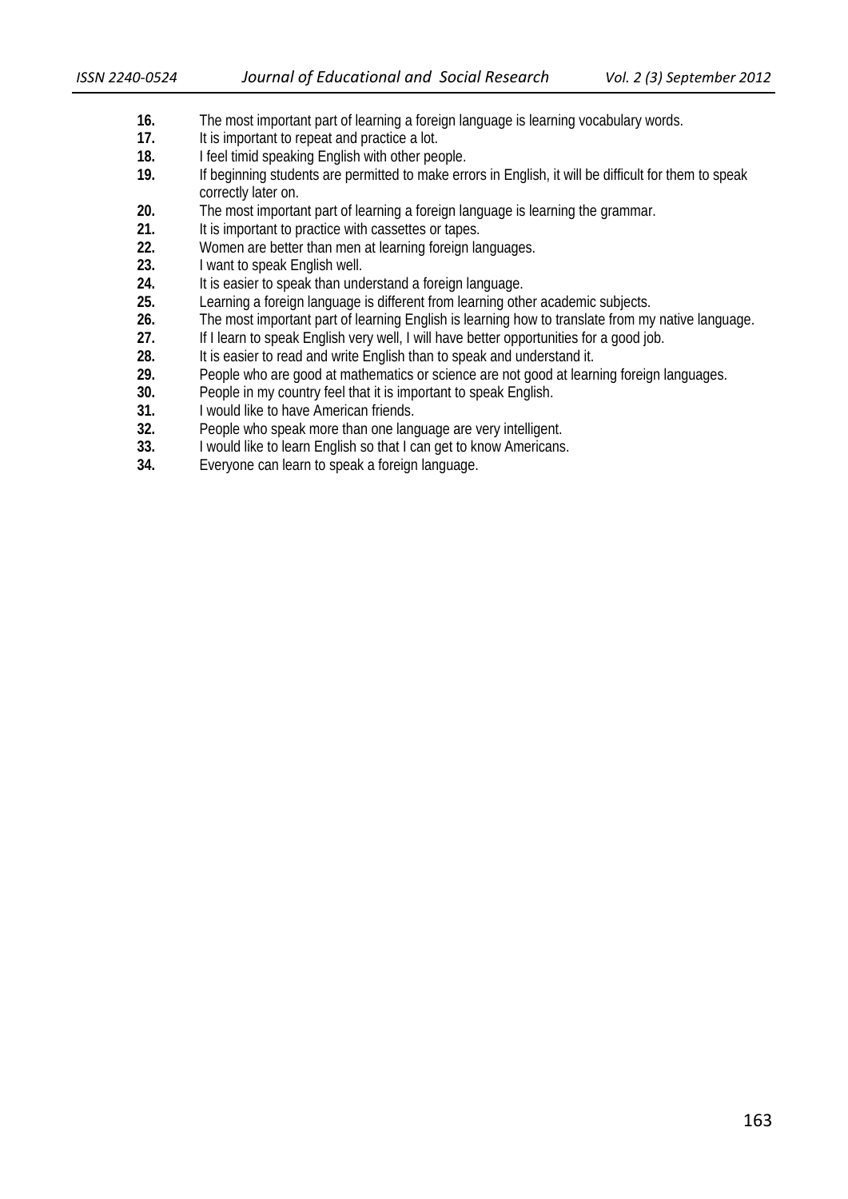16. The most important part of learning a foreign language is learning vocabulary words.
17. It is important to repeat and practice a lot.
18. I feel timid speaking English with other people.
19. If beginning students are permitted to make errors in English, it will be difficult for them to speak correctly later on.
20. The most important part of learning a foreign language is learning the grammar.
21. It is important to practice with cassettes or tapes.
22. Women are better than men at learning foreign languages.
23. I want to speak English well.
24. It is easier to speak than understand a foreign language.
25. Learning a foreign language is different from learning other academic subjects.
26. The most important part of learning English is learning how to translate from my native language.
27. If I learn to speak English very well, I will have better opportunities for a good job.
28. It is easier to read and write English than to speak and understand it.
29. People who are good at mathematics or science are not good at learning foreign languages.
30. People in my country feel that it is important to speak English.
31. I would like to have American friends.
32. People who speak more than one language are very intelligent.
33. I would like to learn English so that I can get to know Americans.
34. Everyone can learn to speak a foreign language.